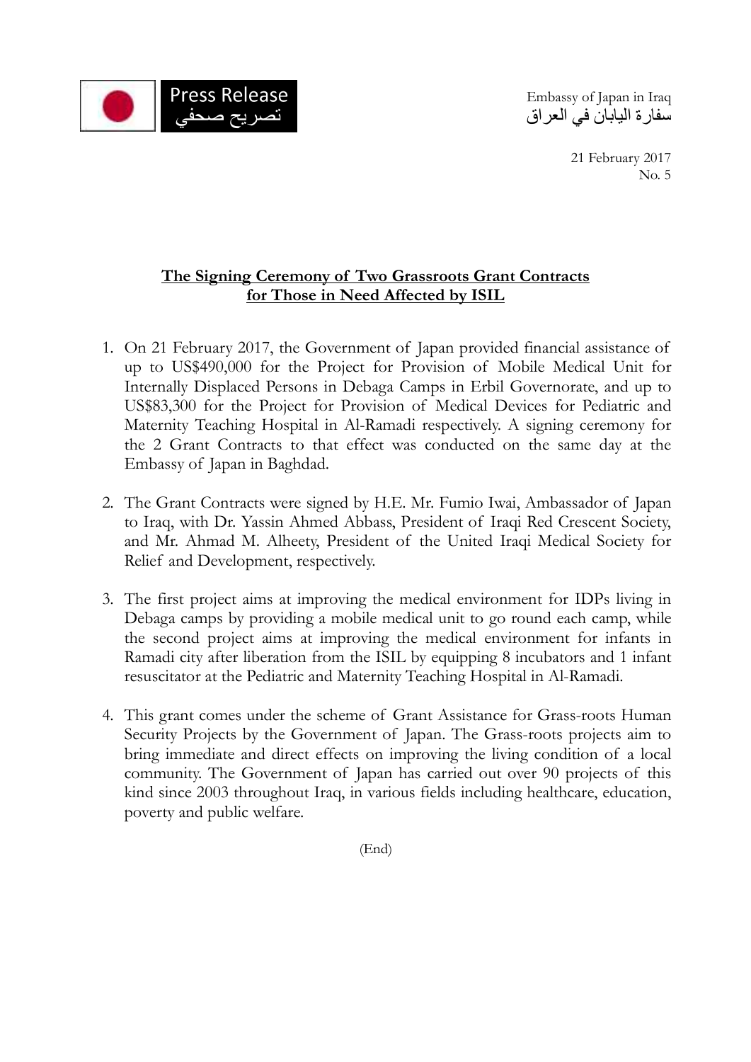Press Release
تصريح صحفي

Embassy of Japan in Iraq
سفارة اليابان في العراق

21 February 2017
No. 5

## The Signing Ceremony of Two Grassroots Grant Contracts for Those in Need Affected by ISIL

1. On 21 February 2017, the Government of Japan provided financial assistance of up to US$490,000 for the Project for Provision of Mobile Medical Unit for Internally Displaced Persons in Debaga Camps in Erbil Governorate, and up to US$83,300 for the Project for Provision of Medical Devices for Pediatric and Maternity Teaching Hospital in Al-Ramadi respectively. A signing ceremony for the 2 Grant Contracts to that effect was conducted on the same day at the Embassy of Japan in Baghdad.

2. The Grant Contracts were signed by H.E. Mr. Fumio Iwai, Ambassador of Japan to Iraq, with Dr. Yassin Ahmed Abbass, President of Iraqi Red Crescent Society, and Mr. Ahmad M. Alheety, President of the United Iraqi Medical Society for Relief and Development, respectively.

3. The first project aims at improving the medical environment for IDPs living in Debaga camps by providing a mobile medical unit to go round each camp, while the second project aims at improving the medical environment for infants in Ramadi city after liberation from the ISIL by equipping 8 incubators and 1 infant resuscitator at the Pediatric and Maternity Teaching Hospital in Al-Ramadi.

4. This grant comes under the scheme of Grant Assistance for Grass-roots Human Security Projects by the Government of Japan. The Grass-roots projects aim to bring immediate and direct effects on improving the living condition of a local community. The Government of Japan has carried out over 90 projects of this kind since 2003 throughout Iraq, in various fields including healthcare, education, poverty and public welfare.

(End)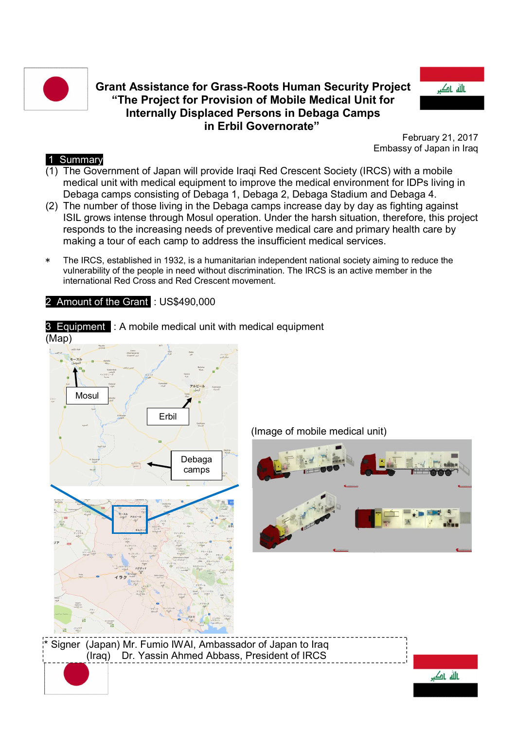# Grant Assistance for Grass-Roots Human Security Project
# "The Project for Provision of Mobile Medical Unit for Internally Displaced Persons in Debaga Camps in Erbil Governorate"

February 21, 2017
Embassy of Japan in Iraq

## 1 Summary

(1) The Government of Japan will provide Iraqi Red Crescent Society (IRCS) with a mobile medical unit with medical equipment to improve the medical environment for IDPs living in Debaga camps consisting of Debaga 1, Debaga 2, Debaga Stadium and Debaga 4.

(2) The number of those living in the Debaga camps increase day by day as fighting against ISIL grows intense through Mosul operation. Under the harsh situation, therefore, this project responds to the increasing needs of preventive medical care and primary health care by making a tour of each camp to address the insufficient medical services.

∗ The IRCS, established in 1932, is a humanitarian independent national society aiming to reduce the vulnerability of the people in need without discrimination. The IRCS is an active member in the international Red Cross and Red Crescent movement.

## 2 Amount of the Grant : US$490,000

## 3 Equipment : A mobile medical unit with medical equipment

(Map)

Mosul

Erbil

Debaga camps

(Image of mobile medical unit)

* Signer (Japan) Mr. Fumio IWAI, Ambassador of Japan to Iraq
  (Iraq) Dr. Yassin Ahmed Abbass, President of IRCS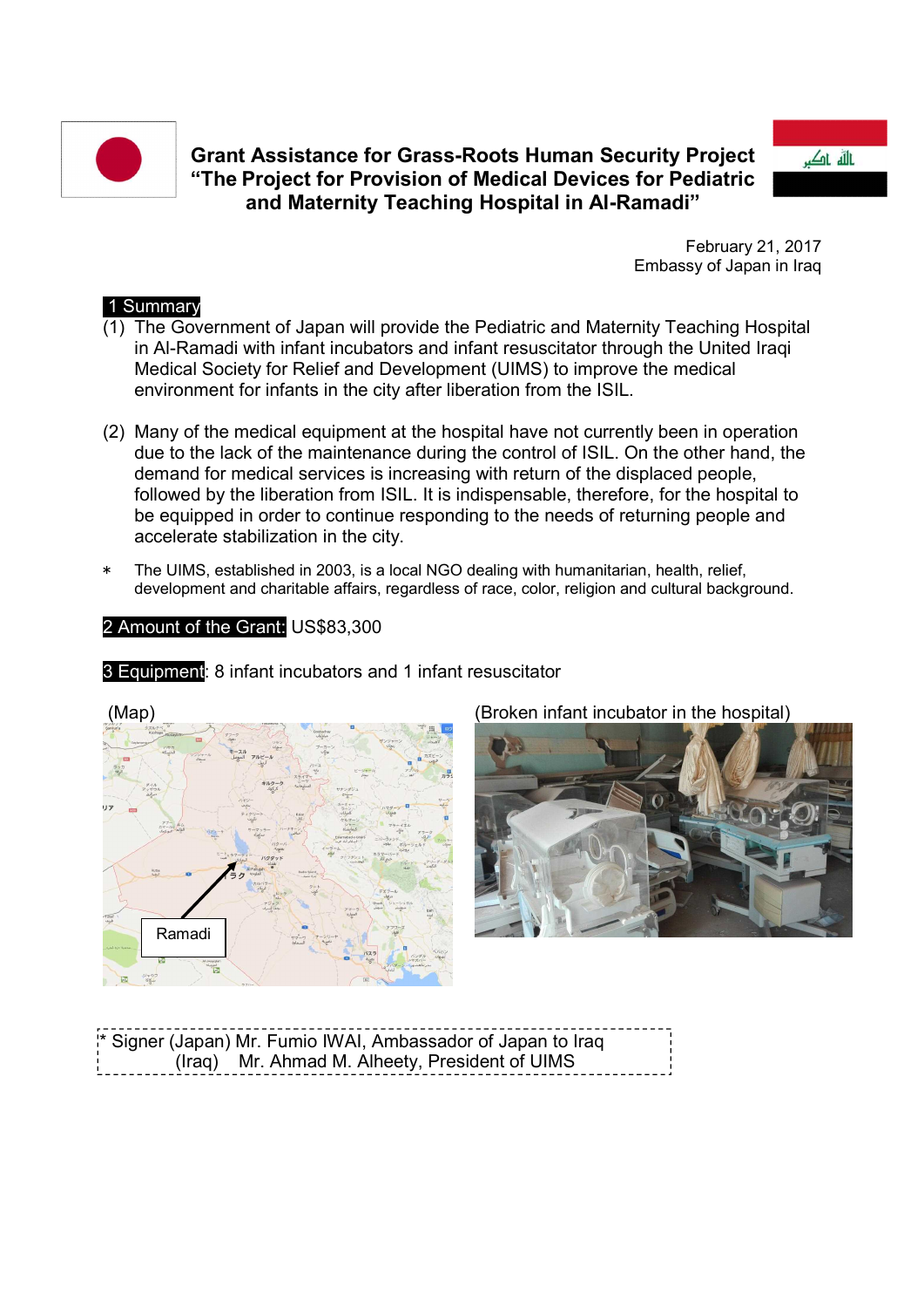# Grant Assistance for Grass-Roots Human Security Project "The Project for Provision of Medical Devices for Pediatric and Maternity Teaching Hospital in Al-Ramadi"

February 21, 2017
Embassy of Japan in Iraq

## 1 Summary

(1) The Government of Japan will provide the Pediatric and Maternity Teaching Hospital in Al-Ramadi with infant incubators and infant resuscitator through the United Iraqi Medical Society for Relief and Development (UIMS) to improve the medical environment for infants in the city after liberation from the ISIL.

(2) Many of the medical equipment at the hospital have not currently been in operation due to the lack of the maintenance during the control of ISIL. On the other hand, the demand for medical services is increasing with return of the displaced people, followed by the liberation from ISIL. It is indispensable, therefore, for the hospital to be equipped in order to continue responding to the needs of returning people and accelerate stabilization in the city.

＊ The UIMS, established in 2003, is a local NGO dealing with humanitarian, health, relief, development and charitable affairs, regardless of race, color, religion and cultural background.

## 2 Amount of the Grant: US$83,300

## 3 Equipment: 8 infant incubators and 1 infant resuscitator

(Map)

Ramadi

(Broken infant incubator in the hospital)

\* Signer (Japan) Mr. Fumio IWAI, Ambassador of Japan to Iraq
(Iraq) Mr. Ahmad M. Alheety, President of UIMS